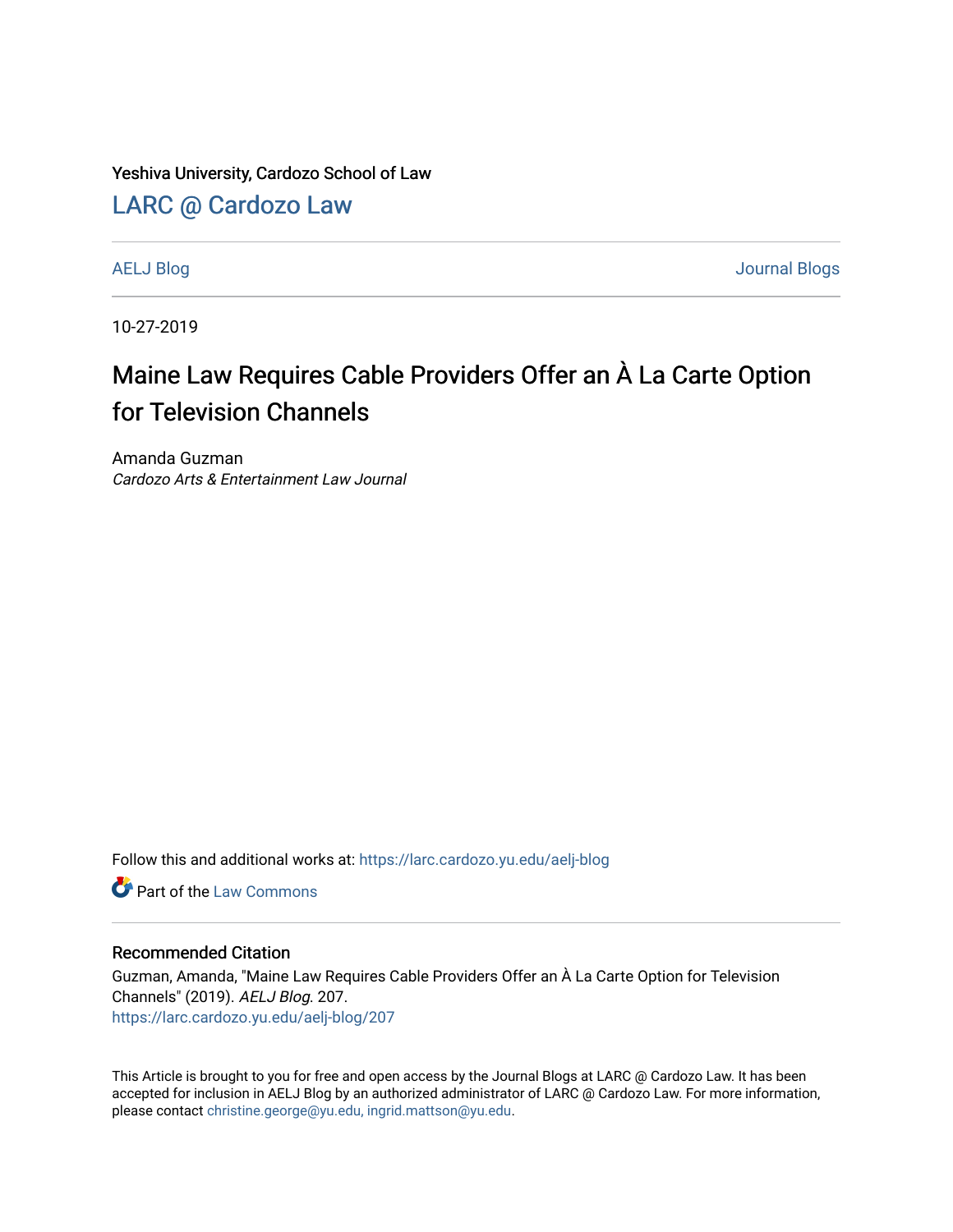Yeshiva University, Cardozo School of Law

[LARC @ Cardozo Law](https://larc.cardozo.yu.edu/)

AELJ Blog | Journal Blogs

10-27-2019

# Maine Law Requires Cable Providers Offer an À La Carte Option for Television Channels

Amanda Guzman
*Cardozo Arts & Entertainment Law Journal*

Follow this and additional works at: https://larc.cardozo.yu.edu/aelj-blog

Part of the Law Commons

## Recommended Citation

Guzman, Amanda, "Maine Law Requires Cable Providers Offer an À La Carte Option for Television Channels" (2019). *AELJ Blog*. 207.
https://larc.cardozo.yu.edu/aelj-blog/207

This Article is brought to you for free and open access by the Journal Blogs at LARC @ Cardozo Law. It has been accepted for inclusion in AELJ Blog by an authorized administrator of LARC @ Cardozo Law. For more information, please contact christine.george@yu.edu, ingrid.mattson@yu.edu.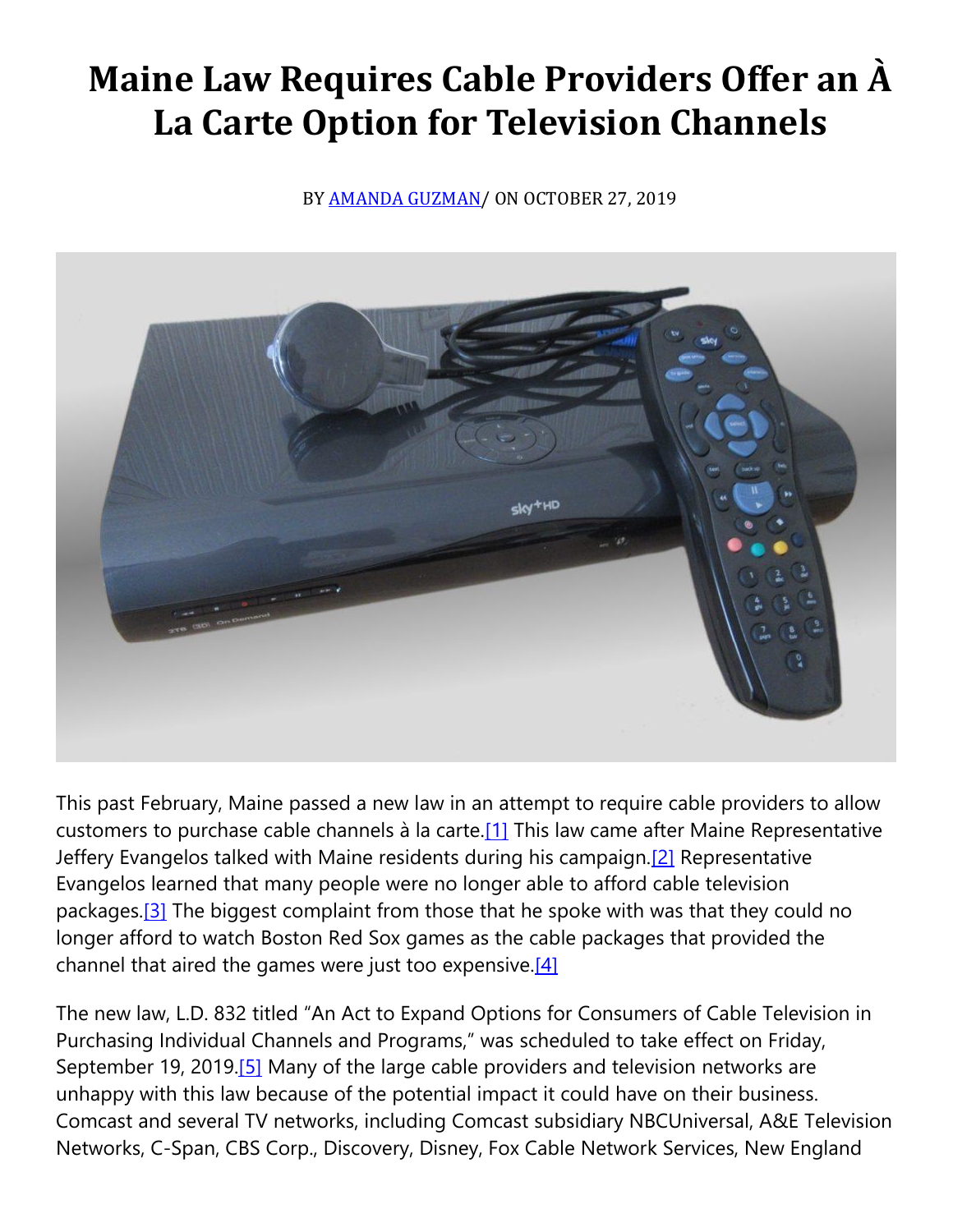# Maine Law Requires Cable Providers Offer an À La Carte Option for Television Channels

BY AMANDA GUZMAN/ ON OCTOBER 27, 2019

This past February, Maine passed a new law in an attempt to require cable providers to allow customers to purchase cable channels à la carte.[1] This law came after Maine Representative Jeffery Evangelos talked with Maine residents during his campaign.[2] Representative Evangelos learned that many people were no longer able to afford cable television packages.[3] The biggest complaint from those that he spoke with was that they could no longer afford to watch Boston Red Sox games as the cable packages that provided the channel that aired the games were just too expensive.[4]

The new law, L.D. 832 titled "An Act to Expand Options for Consumers of Cable Television in Purchasing Individual Channels and Programs," was scheduled to take effect on Friday, September 19, 2019.[5] Many of the large cable providers and television networks are unhappy with this law because of the potential impact it could have on their business. Comcast and several TV networks, including Comcast subsidiary NBCUniversal, A&E Television Networks, C-Span, CBS Corp., Discovery, Disney, Fox Cable Network Services, New England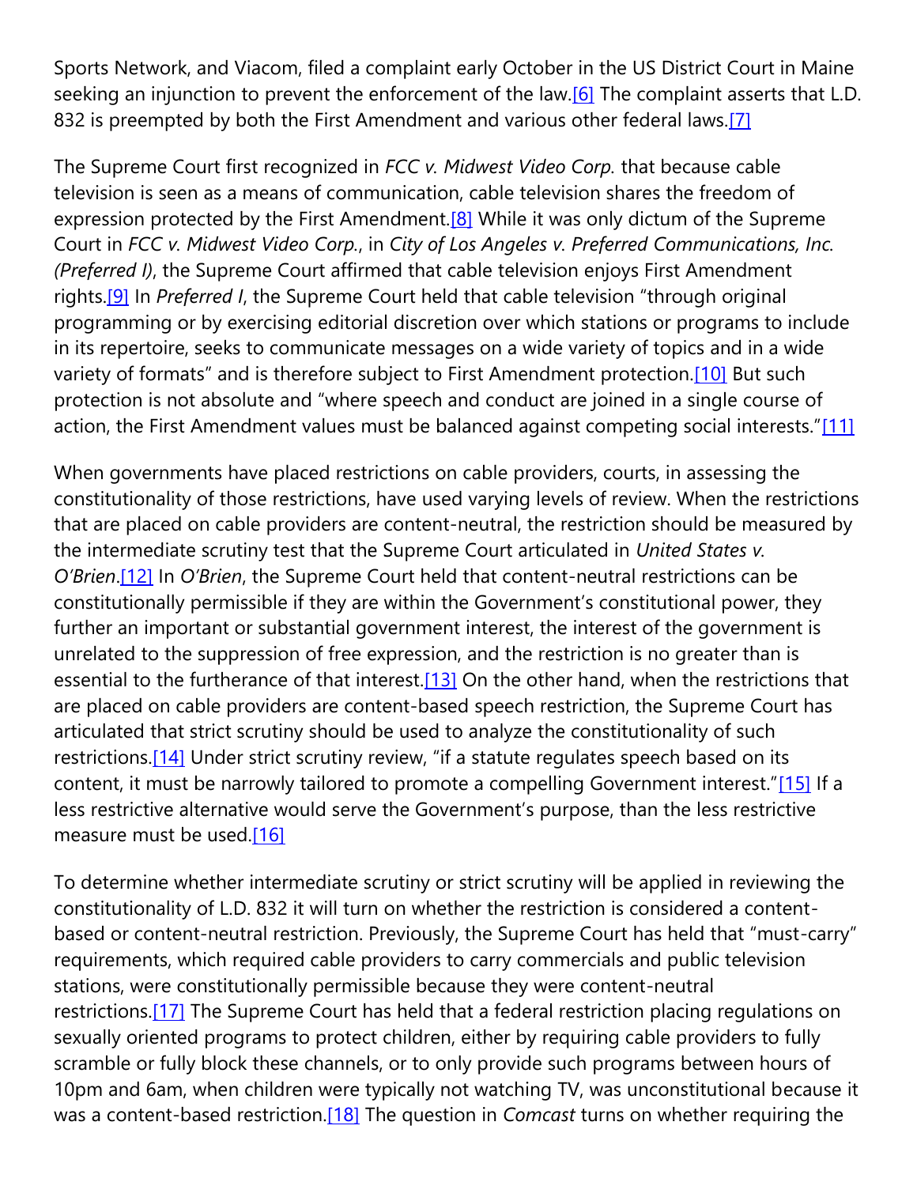Sports Network, and Viacom, filed a complaint early October in the US District Court in Maine seeking an injunction to prevent the enforcement of the law.[6] The complaint asserts that L.D. 832 is preempted by both the First Amendment and various other federal laws.[7]

The Supreme Court first recognized in *FCC v. Midwest Video Corp.* that because cable television is seen as a means of communication, cable television shares the freedom of expression protected by the First Amendment.[8] While it was only dictum of the Supreme Court in *FCC v. Midwest Video Corp.*, in *City of Los Angeles v. Preferred Communications, Inc. (Preferred I)*, the Supreme Court affirmed that cable television enjoys First Amendment rights.[9] In *Preferred I*, the Supreme Court held that cable television "through original programming or by exercising editorial discretion over which stations or programs to include in its repertoire, seeks to communicate messages on a wide variety of topics and in a wide variety of formats" and is therefore subject to First Amendment protection.[10] But such protection is not absolute and "where speech and conduct are joined in a single course of action, the First Amendment values must be balanced against competing social interests."[11]

When governments have placed restrictions on cable providers, courts, in assessing the constitutionality of those restrictions, have used varying levels of review. When the restrictions that are placed on cable providers are content-neutral, the restriction should be measured by the intermediate scrutiny test that the Supreme Court articulated in *United States v. O'Brien*.[12] In *O'Brien*, the Supreme Court held that content-neutral restrictions can be constitutionally permissible if they are within the Government's constitutional power, they further an important or substantial government interest, the interest of the government is unrelated to the suppression of free expression, and the restriction is no greater than is essential to the furtherance of that interest.[13] On the other hand, when the restrictions that are placed on cable providers are content-based speech restriction, the Supreme Court has articulated that strict scrutiny should be used to analyze the constitutionality of such restrictions.[14] Under strict scrutiny review, "if a statute regulates speech based on its content, it must be narrowly tailored to promote a compelling Government interest."[15] If a less restrictive alternative would serve the Government's purpose, than the less restrictive measure must be used.[16]

To determine whether intermediate scrutiny or strict scrutiny will be applied in reviewing the constitutionality of L.D. 832 it will turn on whether the restriction is considered a content-based or content-neutral restriction. Previously, the Supreme Court has held that "must-carry" requirements, which required cable providers to carry commercials and public television stations, were constitutionally permissible because they were content-neutral restrictions.[17] The Supreme Court has held that a federal restriction placing regulations on sexually oriented programs to protect children, either by requiring cable providers to fully scramble or fully block these channels, or to only provide such programs between hours of 10pm and 6am, when children were typically not watching TV, was unconstitutional because it was a content-based restriction.[18] The question in *Comcast* turns on whether requiring the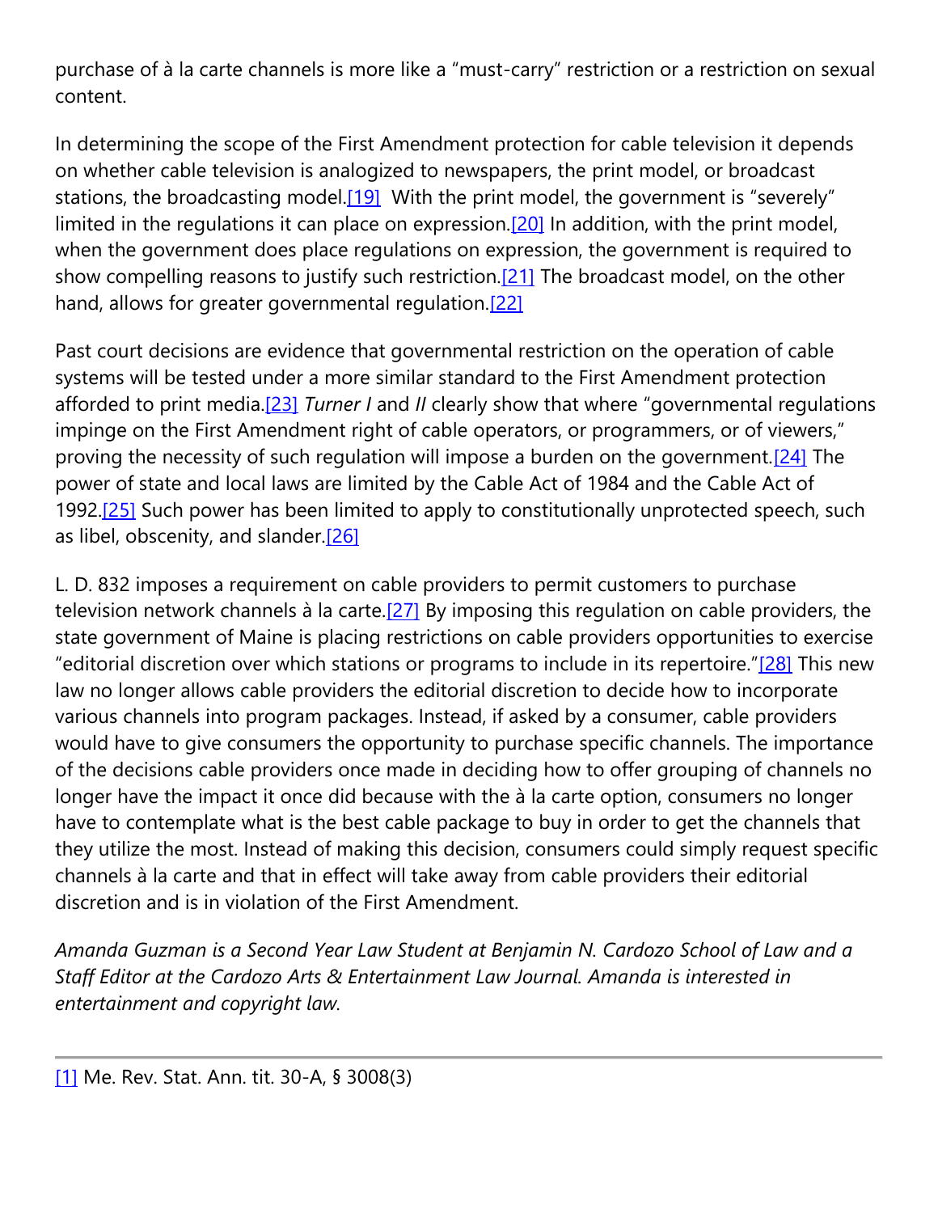purchase of à la carte channels is more like a "must-carry" restriction or a restriction on sexual content.

In determining the scope of the First Amendment protection for cable television it depends on whether cable television is analogized to newspapers, the print model, or broadcast stations, the broadcasting model.[19] With the print model, the government is "severely" limited in the regulations it can place on expression.[20] In addition, with the print model, when the government does place regulations on expression, the government is required to show compelling reasons to justify such restriction.[21] The broadcast model, on the other hand, allows for greater governmental regulation.[22]

Past court decisions are evidence that governmental restriction on the operation of cable systems will be tested under a more similar standard to the First Amendment protection afforded to print media.[23] *Turner I* and *II* clearly show that where "governmental regulations impinge on the First Amendment right of cable operators, or programmers, or of viewers," proving the necessity of such regulation will impose a burden on the government.[24] The power of state and local laws are limited by the Cable Act of 1984 and the Cable Act of 1992.[25] Such power has been limited to apply to constitutionally unprotected speech, such as libel, obscenity, and slander.[26]

L. D. 832 imposes a requirement on cable providers to permit customers to purchase television network channels à la carte.[27] By imposing this regulation on cable providers, the state government of Maine is placing restrictions on cable providers opportunities to exercise "editorial discretion over which stations or programs to include in its repertoire."[28] This new law no longer allows cable providers the editorial discretion to decide how to incorporate various channels into program packages. Instead, if asked by a consumer, cable providers would have to give consumers the opportunity to purchase specific channels. The importance of the decisions cable providers once made in deciding how to offer grouping of channels no longer have the impact it once did because with the à la carte option, consumers no longer have to contemplate what is the best cable package to buy in order to get the channels that they utilize the most. Instead of making this decision, consumers could simply request specific channels à la carte and that in effect will take away from cable providers their editorial discretion and is in violation of the First Amendment.

*Amanda Guzman is a Second Year Law Student at Benjamin N. Cardozo School of Law and a Staff Editor at the Cardozo Arts & Entertainment Law Journal. Amanda is interested in entertainment and copyright law.*

---

[1] Me. Rev. Stat. Ann. tit. 30-A, § 3008(3)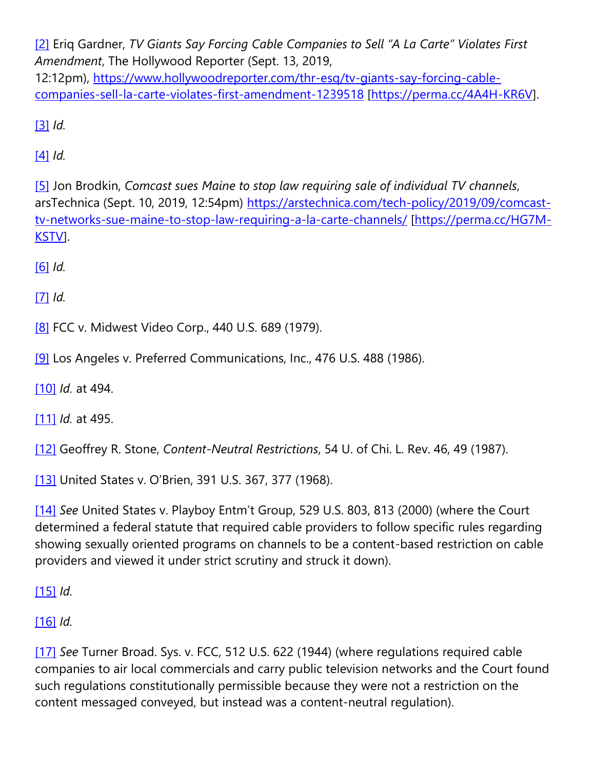[2] Eriq Gardner, *TV Giants Say Forcing Cable Companies to Sell "A La Carte" Violates First Amendment*, The Hollywood Reporter (Sept. 13, 2019, 12:12pm), https://www.hollywoodreporter.com/thr-esq/tv-giants-say-forcing-cable-companies-sell-la-carte-violates-first-amendment-1239518 [https://perma.cc/4A4H-KR6V].

[3] *Id.*

[4] *Id.*

[5] Jon Brodkin, *Comcast sues Maine to stop law requiring sale of individual TV channels*, arsTechnica (Sept. 10, 2019, 12:54pm) https://arstechnica.com/tech-policy/2019/09/comcast-tv-networks-sue-maine-to-stop-law-requiring-a-la-carte-channels/ [https://perma.cc/HG7M-KSTV].

[6] *Id.*

[7] *Id.*

[8] FCC v. Midwest Video Corp., 440 U.S. 689 (1979).

[9] Los Angeles v. Preferred Communications, Inc., 476 U.S. 488 (1986).

[10] *Id.* at 494.

[11] *Id.* at 495.

[12] Geoffrey R. Stone, *Content-Neutral Restrictions*, 54 U. of Chi. L. Rev. 46, 49 (1987).

[13] United States v. O'Brien, 391 U.S. 367, 377 (1968).

[14] *See* United States v. Playboy Entm't Group, 529 U.S. 803, 813 (2000) (where the Court determined a federal statute that required cable providers to follow specific rules regarding showing sexually oriented programs on channels to be a content-based restriction on cable providers and viewed it under strict scrutiny and struck it down).

[15] *Id.*

[16] *Id.*

[17] *See* Turner Broad. Sys. v. FCC, 512 U.S. 622 (1944) (where regulations required cable companies to air local commercials and carry public television networks and the Court found such regulations constitutionally permissible because they were not a restriction on the content messaged conveyed, but instead was a content-neutral regulation).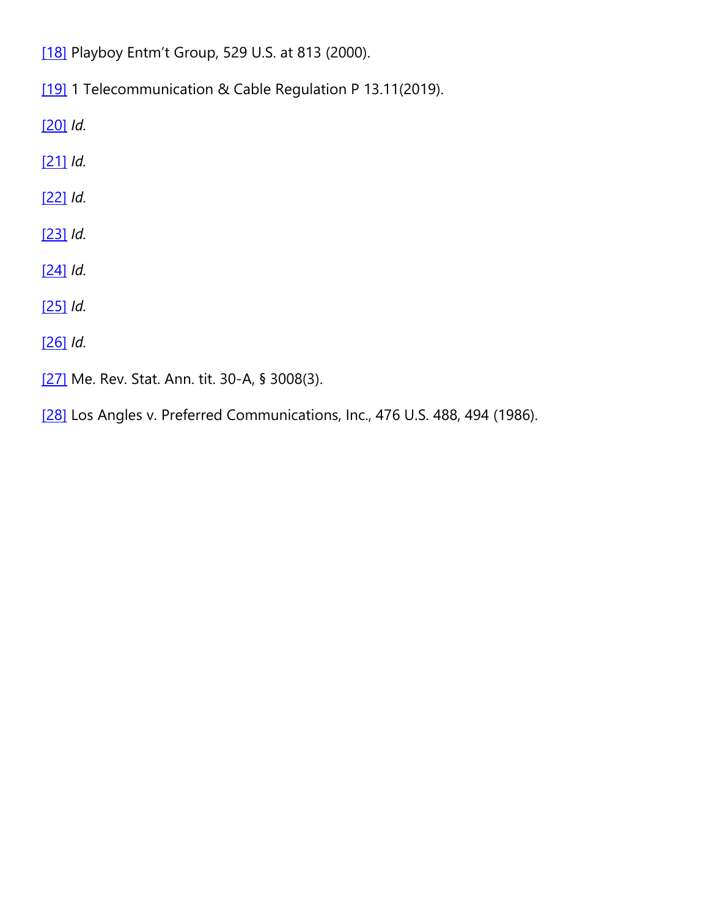[18] Playboy Entm't Group, 529 U.S. at 813 (2000).

[19] 1 Telecommunication & Cable Regulation P 13.11(2019).

[20] *Id.*

[21] *Id.*

[22] *Id.*

[23] *Id.*

[24] *Id.*

[25] *Id.*

[26] *Id.*

[27] Me. Rev. Stat. Ann. tit. 30-A, § 3008(3).

[28] Los Angles v. Preferred Communications, Inc., 476 U.S. 488, 494 (1986).